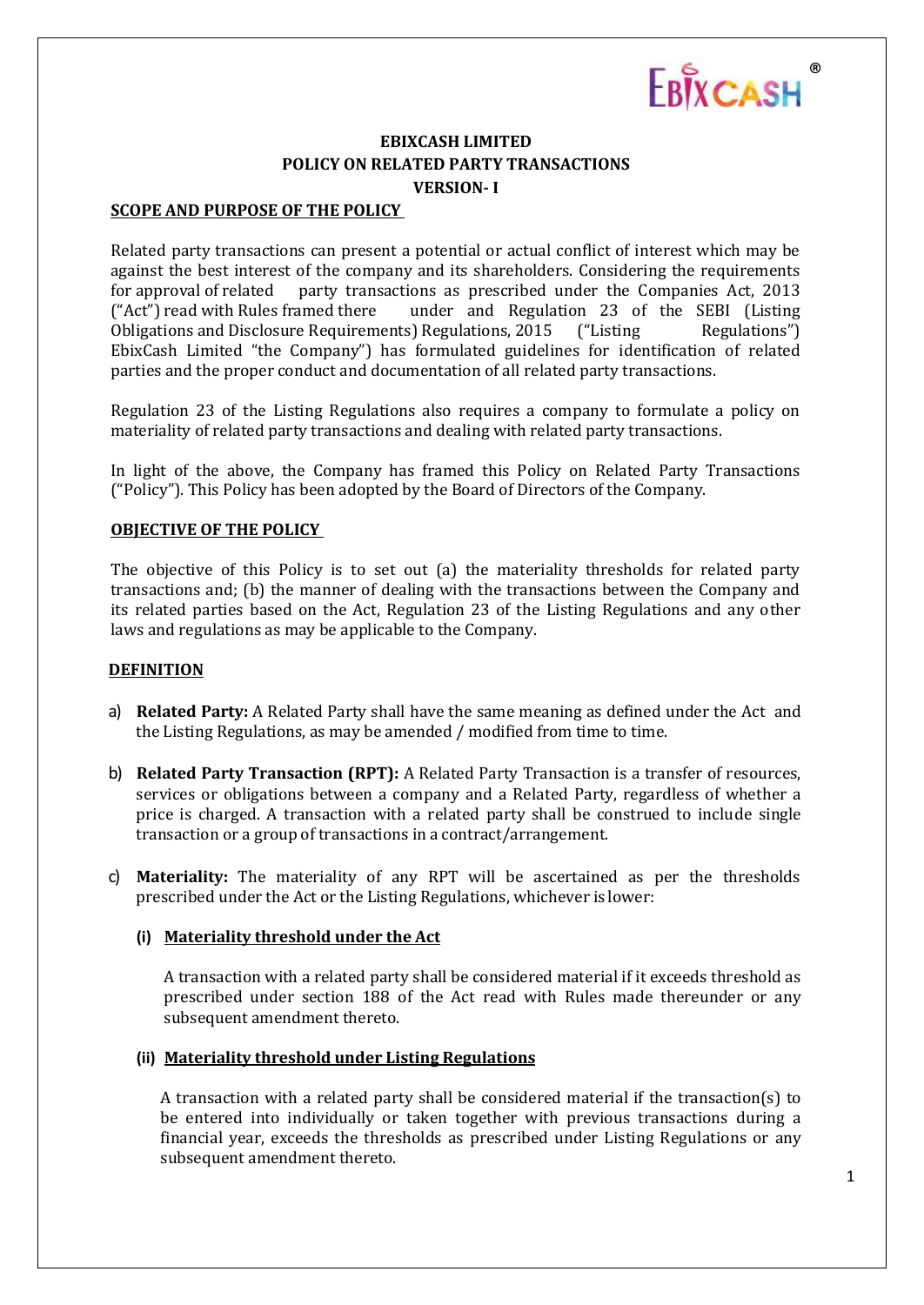# EBIXCASH LIMITED

## POLICY ON RELATED PARTY TRANSACTIONS

## VERSION- I

### SCOPE AND PURPOSE OF THE POLICY

Related party transactions can present a potential or actual conflict of interest which may be against the best interest of the company and its shareholders. Considering the requirements for approval of related party transactions as prescribed under the Companies Act, 2013 ("Act") read with Rules framed there under and Regulation 23 of the SEBI (Listing Obligations and Disclosure Requirements) Regulations, 2015 ("Listing Regulations") EbixCash Limited "the Company") has formulated guidelines for identification of related parties and the proper conduct and documentation of all related party transactions.

Regulation 23 of the Listing Regulations also requires a company to formulate a policy on materiality of related party transactions and dealing with related party transactions.

In light of the above, the Company has framed this Policy on Related Party Transactions ("Policy"). This Policy has been adopted by the Board of Directors of the Company.

### OBJECTIVE OF THE POLICY

The objective of this Policy is to set out (a) the materiality thresholds for related party transactions and; (b) the manner of dealing with the transactions between the Company and its related parties based on the Act, Regulation 23 of the Listing Regulations and any other laws and regulations as may be applicable to the Company.

### DEFINITION

a) **Related Party:** A Related Party shall have the same meaning as defined under the Act and the Listing Regulations, as may be amended / modified from time to time.

b) **Related Party Transaction (RPT):** A Related Party Transaction is a transfer of resources, services or obligations between a company and a Related Party, regardless of whether a price is charged. A transaction with a related party shall be construed to include single transaction or a group of transactions in a contract/arrangement.

c) **Materiality:** The materiality of any RPT will be ascertained as per the thresholds prescribed under the Act or the Listing Regulations, whichever is lower:

   **(i) Materiality threshold under the Act**

   A transaction with a related party shall be considered material if it exceeds threshold as prescribed under section 188 of the Act read with Rules made thereunder or any subsequent amendment thereto.

   **(ii) Materiality threshold under Listing Regulations**

   A transaction with a related party shall be considered material if the transaction(s) to be entered into individually or taken together with previous transactions during a financial year, exceeds the thresholds as prescribed under Listing Regulations or any subsequent amendment thereto.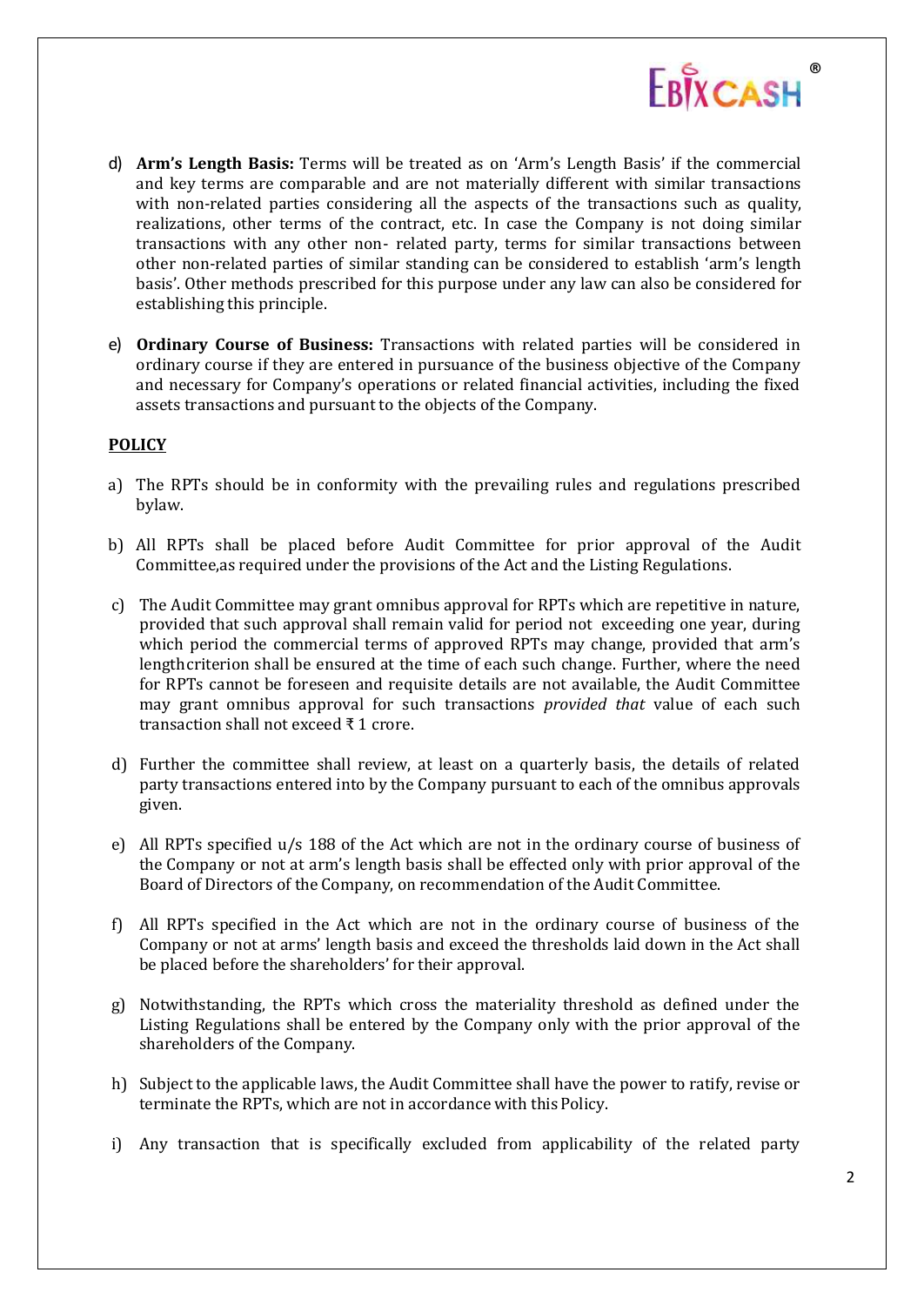d) **Arm's Length Basis:** Terms will be treated as on 'Arm's Length Basis' if the commercial and key terms are comparable and are not materially different with similar transactions with non-related parties considering all the aspects of the transactions such as quality, realizations, other terms of the contract, etc. In case the Company is not doing similar transactions with any other non- related party, terms for similar transactions between other non-related parties of similar standing can be considered to establish 'arm's length basis'. Other methods prescribed for this purpose under any law can also be considered for establishing this principle.

e) **Ordinary Course of Business:** Transactions with related parties will be considered in ordinary course if they are entered in pursuance of the business objective of the Company and necessary for Company's operations or related financial activities, including the fixed assets transactions and pursuant to the objects of the Company.

**POLICY**

a) The RPTs should be in conformity with the prevailing rules and regulations prescribed bylaw.

b) All RPTs shall be placed before Audit Committee for prior approval of the Audit Committee,as required under the provisions of the Act and the Listing Regulations.

c) The Audit Committee may grant omnibus approval for RPTs which are repetitive in nature, provided that such approval shall remain valid for period not exceeding one year, during which period the commercial terms of approved RPTs may change, provided that arm's lengthcriterion shall be ensured at the time of each such change. Further, where the need for RPTs cannot be foreseen and requisite details are not available, the Audit Committee may grant omnibus approval for such transactions *provided that* value of each such transaction shall not exceed ₹ 1 crore.

d) Further the committee shall review, at least on a quarterly basis, the details of related party transactions entered into by the Company pursuant to each of the omnibus approvals given.

e) All RPTs specified u/s 188 of the Act which are not in the ordinary course of business of the Company or not at arm's length basis shall be effected only with prior approval of the Board of Directors of the Company, on recommendation of the Audit Committee.

f) All RPTs specified in the Act which are not in the ordinary course of business of the Company or not at arms' length basis and exceed the thresholds laid down in the Act shall be placed before the shareholders' for their approval.

g) Notwithstanding, the RPTs which cross the materiality threshold as defined under the Listing Regulations shall be entered by the Company only with the prior approval of the shareholders of the Company.

h) Subject to the applicable laws, the Audit Committee shall have the power to ratify, revise or terminate the RPTs, which are not in accordance with this Policy.

i) Any transaction that is specifically excluded from applicability of the related party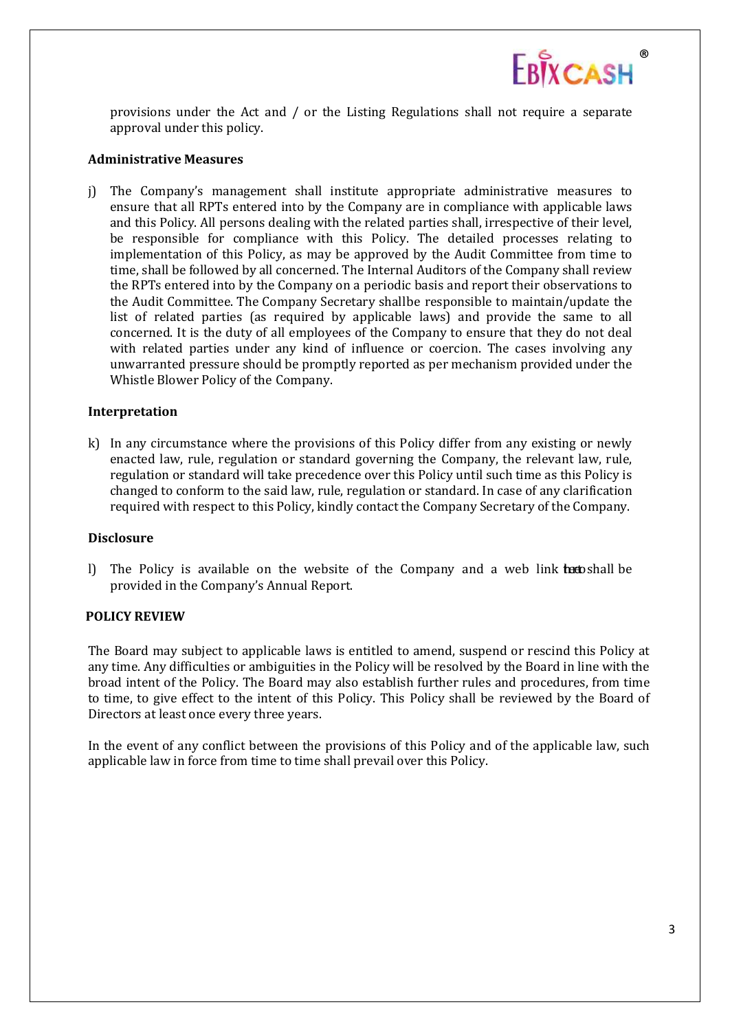provisions under the Act and / or the Listing Regulations shall not require a separate approval under this policy.

**Administrative Measures**

j) The Company's management shall institute appropriate administrative measures to ensure that all RPTs entered into by the Company are in compliance with applicable laws and this Policy. All persons dealing with the related parties shall, irrespective of their level, be responsible for compliance with this Policy. The detailed processes relating to implementation of this Policy, as may be approved by the Audit Committee from time to time, shall be followed by all concerned. The Internal Auditors of the Company shall review the RPTs entered into by the Company on a periodic basis and report their observations to the Audit Committee. The Company Secretary shallbe responsible to maintain/update the list of related parties (as required by applicable laws) and provide the same to all concerned. It is the duty of all employees of the Company to ensure that they do not deal with related parties under any kind of influence or coercion. The cases involving any unwarranted pressure should be promptly reported as per mechanism provided under the Whistle Blower Policy of the Company.

**Interpretation**

k) In any circumstance where the provisions of this Policy differ from any existing or newly enacted law, rule, regulation or standard governing the Company, the relevant law, rule, regulation or standard will take precedence over this Policy until such time as this Policy is changed to conform to the said law, rule, regulation or standard. In case of any clarification required with respect to this Policy, kindly contact the Company Secretary of the Company.

**Disclosure**

l) The Policy is available on the website of the Company and a web link thereto shall be provided in the Company's Annual Report.

**POLICY REVIEW**

The Board may subject to applicable laws is entitled to amend, suspend or rescind this Policy at any time. Any difficulties or ambiguities in the Policy will be resolved by the Board in line with the broad intent of the Policy. The Board may also establish further rules and procedures, from time to time, to give effect to the intent of this Policy. This Policy shall be reviewed by the Board of Directors at least once every three years.

In the event of any conflict between the provisions of this Policy and of the applicable law, such applicable law in force from time to time shall prevail over this Policy.